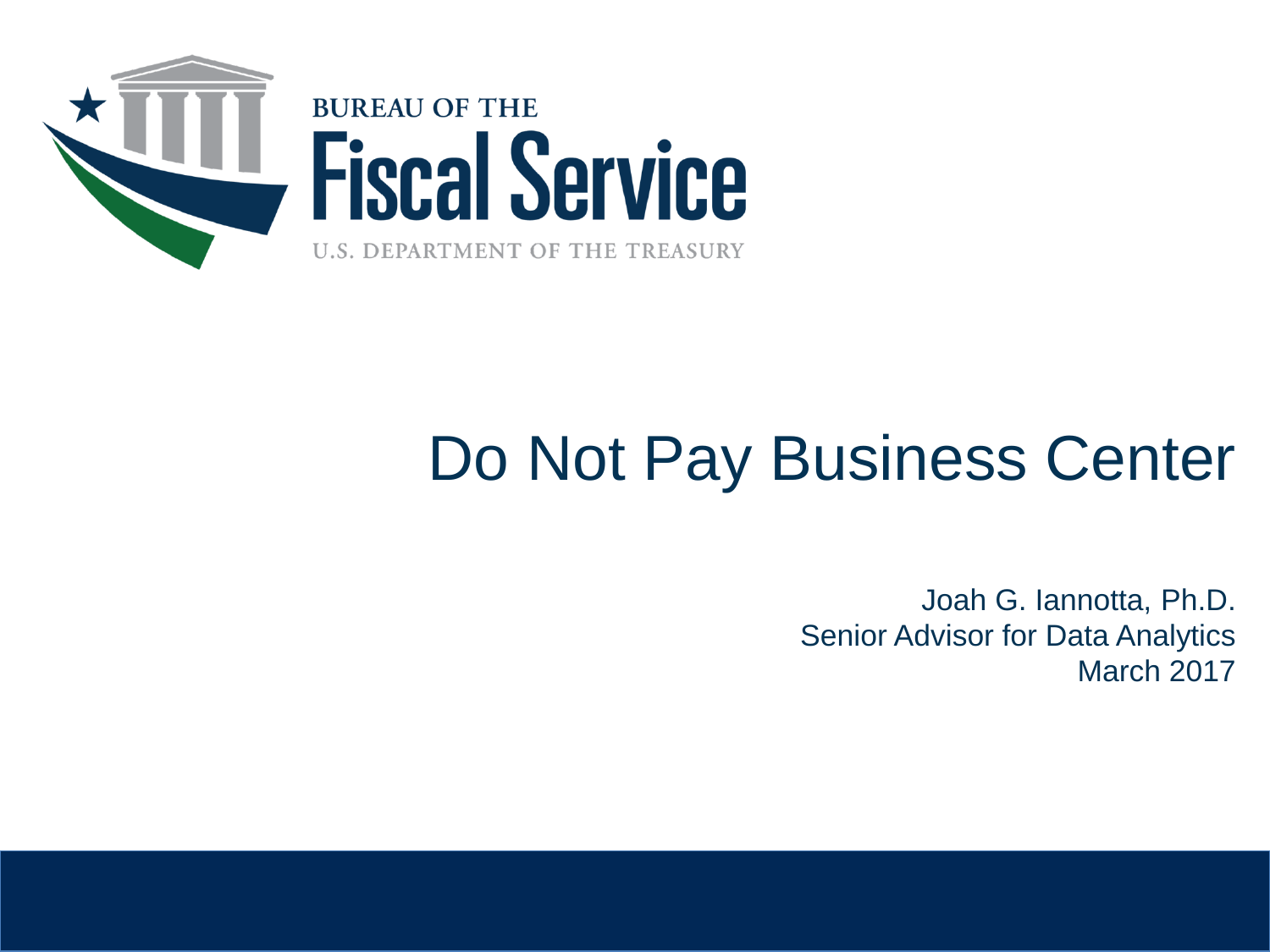BUREAU OF THE
Fiscal Service
U.S. DEPARTMENT OF THE TREASURY

# Do Not Pay Business Center

Joah G. Iannotta, Ph.D.
Senior Advisor for Data Analytics
March 2017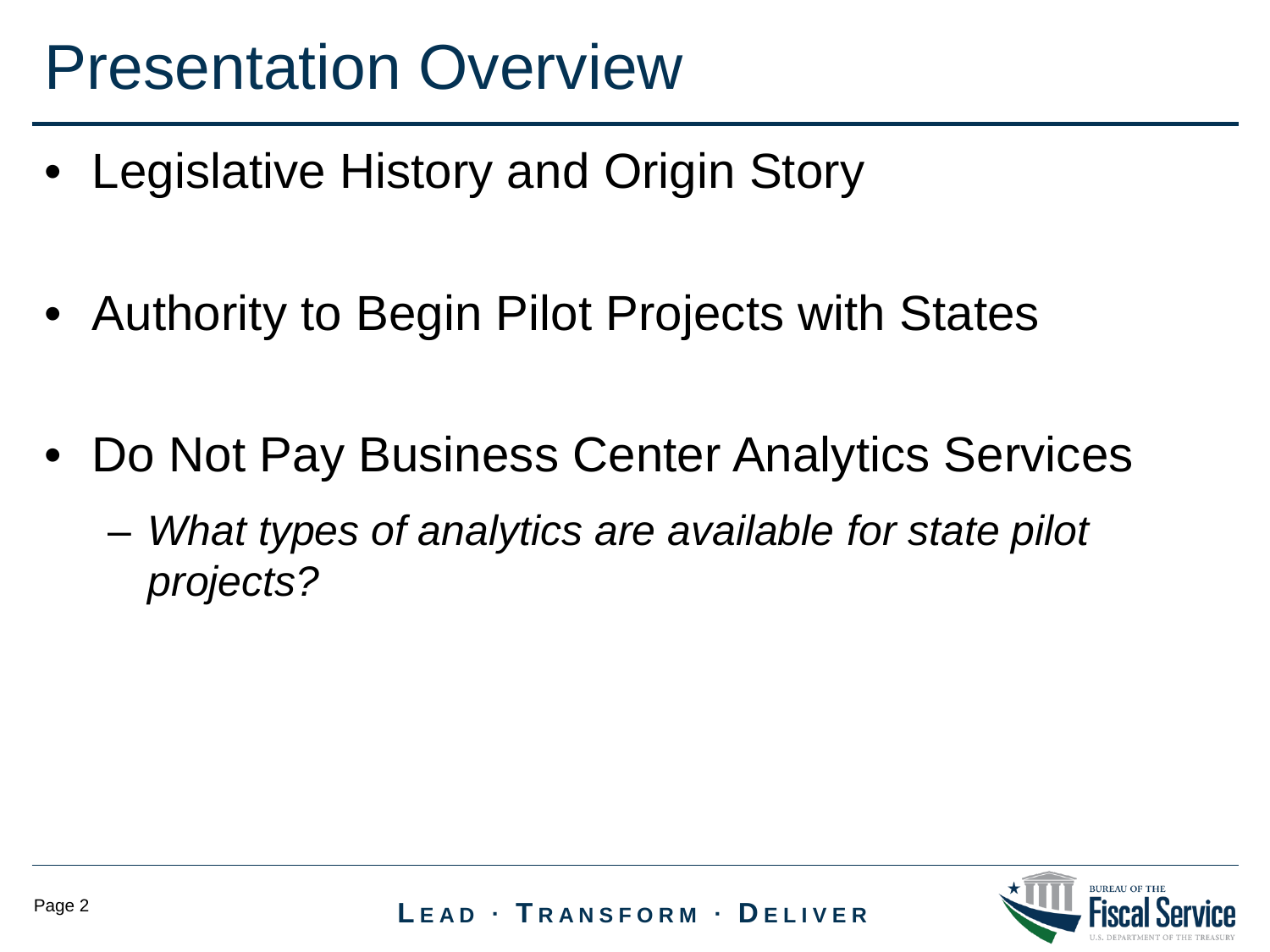# Presentation Overview

- Legislative History and Origin Story
- Authority to Begin Pilot Projects with States
- Do Not Pay Business Center Analytics Services
  - *What types of analytics are available for state pilot projects?*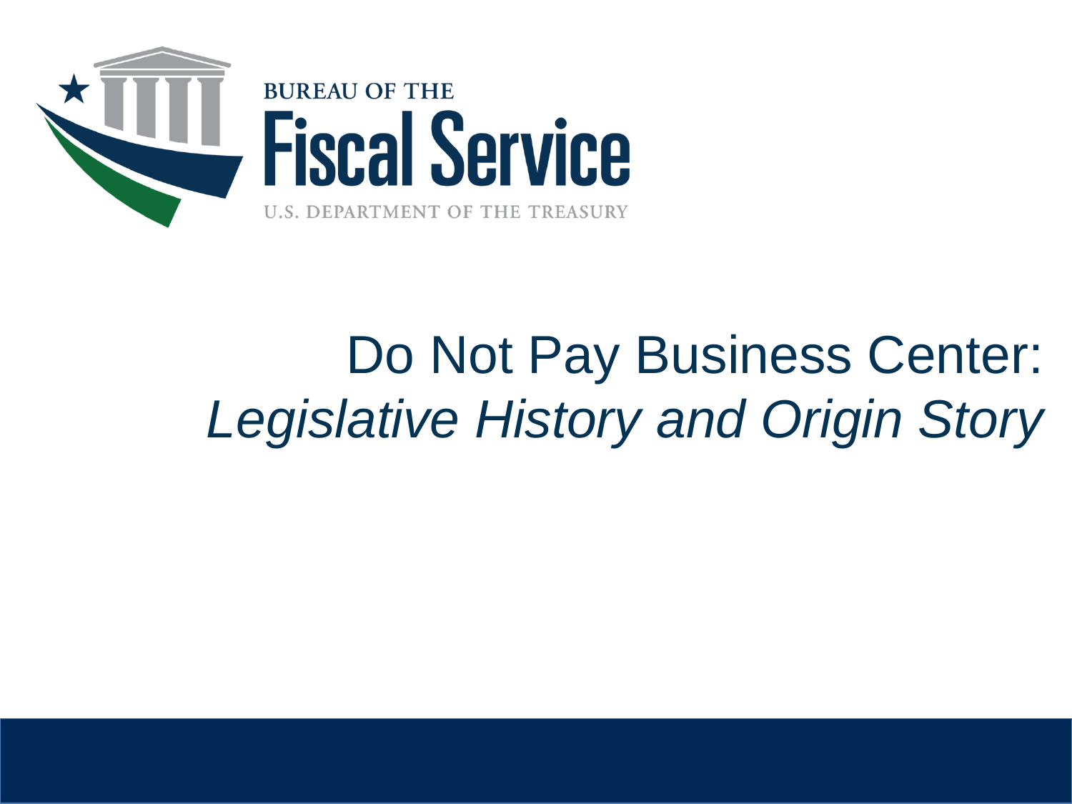BUREAU OF THE

# Fiscal Service

U.S. DEPARTMENT OF THE TREASURY

# Do Not Pay Business Center:

## *Legislative History and Origin Story*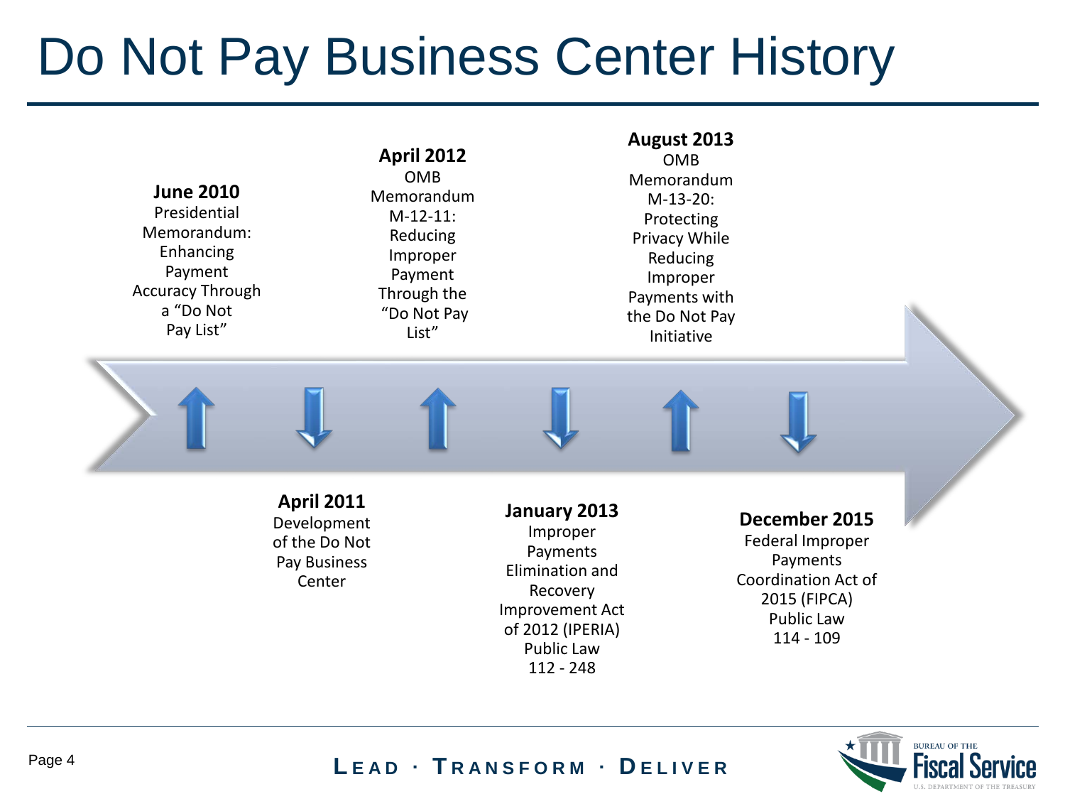# Do Not Pay Business Center History

**June 2010**
Presidential Memorandum: Enhancing Payment Accuracy Through a "Do Not Pay List"

**April 2011**
Development of the Do Not Pay Business Center

**April 2012**
OMB Memorandum M-12-11: Reducing Improper Payment Through the "Do Not Pay List"

**January 2013**
Improper Payments Elimination and Recovery Improvement Act of 2012 (IPERIA) Public Law 112 - 248

**August 2013**
OMB Memorandum M-13-20: Protecting Privacy While Reducing Improper Payments with the Do Not Pay Initiative

**December 2015**
Federal Improper Payments Coordination Act of 2015 (FIPCA) Public Law 114 - 109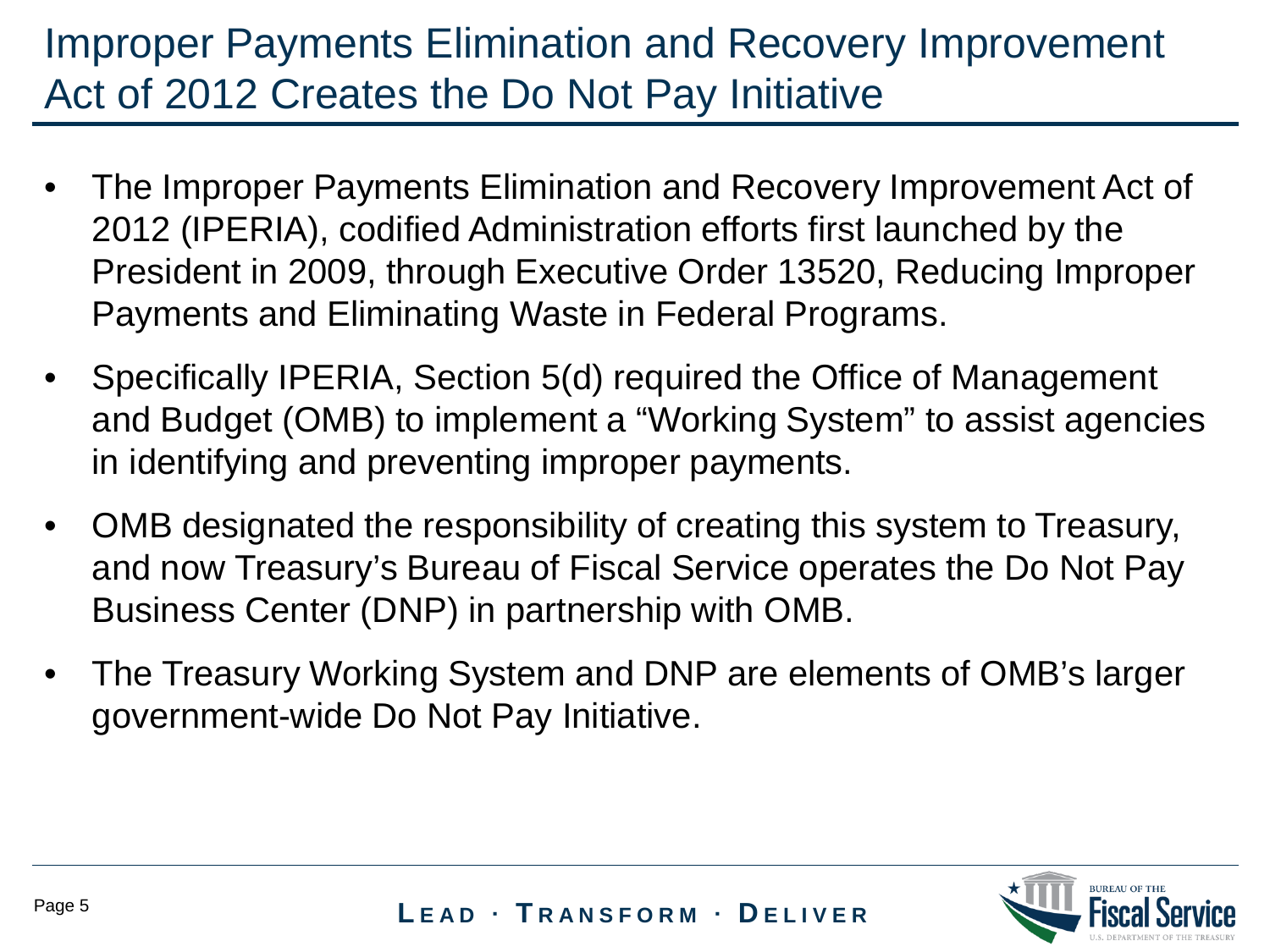# Improper Payments Elimination and Recovery Improvement Act of 2012 Creates the Do Not Pay Initiative

- The Improper Payments Elimination and Recovery Improvement Act of 2012 (IPERIA), codified Administration efforts first launched by the President in 2009, through Executive Order 13520, Reducing Improper Payments and Eliminating Waste in Federal Programs.
- Specifically IPERIA, Section 5(d) required the Office of Management and Budget (OMB) to implement a "Working System" to assist agencies in identifying and preventing improper payments.
- OMB designated the responsibility of creating this system to Treasury, and now Treasury's Bureau of Fiscal Service operates the Do Not Pay Business Center (DNP) in partnership with OMB.
- The Treasury Working System and DNP are elements of OMB's larger government-wide Do Not Pay Initiative.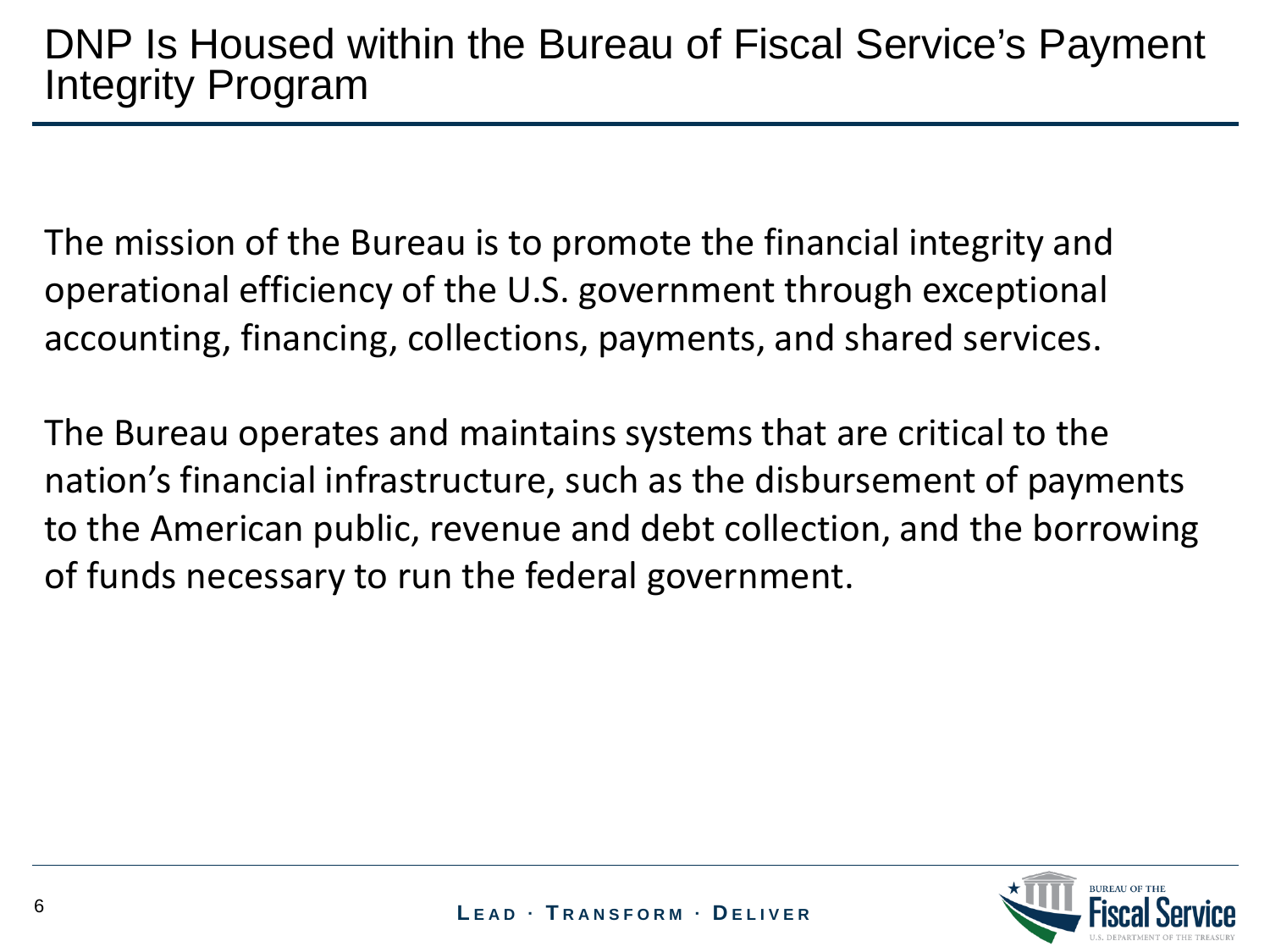# DNP Is Housed within the Bureau of Fiscal Service's Payment Integrity Program

The mission of the Bureau is to promote the financial integrity and operational efficiency of the U.S. government through exceptional accounting, financing, collections, payments, and shared services.

The Bureau operates and maintains systems that are critical to the nation's financial infrastructure, such as the disbursement of payments to the American public, revenue and debt collection, and the borrowing of funds necessary to run the federal government.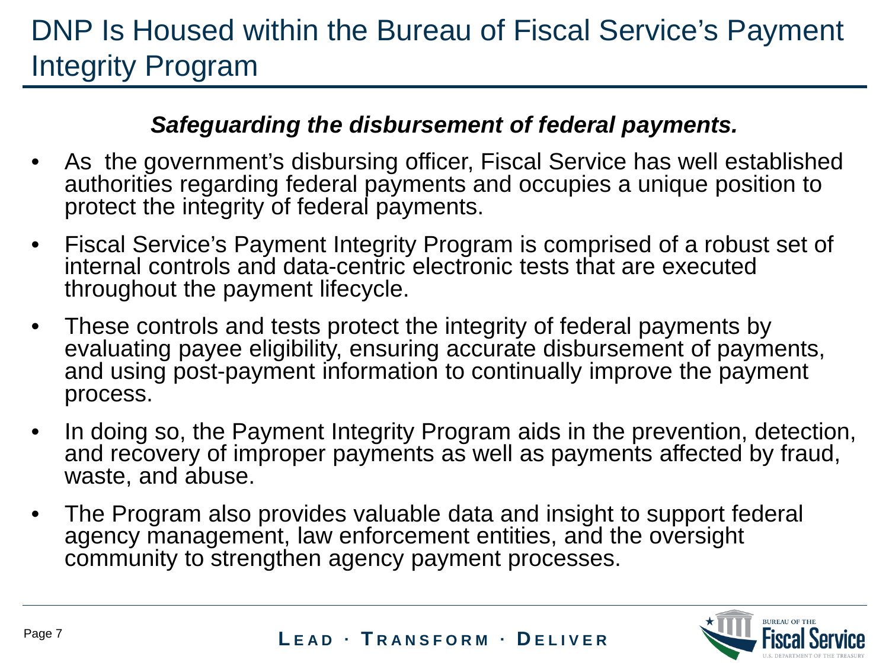# DNP Is Housed within the Bureau of Fiscal Service's Payment Integrity Program

***Safeguarding the disbursement of federal payments.***

- As the government's disbursing officer, Fiscal Service has well established authorities regarding federal payments and occupies a unique position to protect the integrity of federal payments.
- Fiscal Service's Payment Integrity Program is comprised of a robust set of internal controls and data-centric electronic tests that are executed throughout the payment lifecycle.
- These controls and tests protect the integrity of federal payments by evaluating payee eligibility, ensuring accurate disbursement of payments, and using post-payment information to continually improve the payment process.
- In doing so, the Payment Integrity Program aids in the prevention, detection, and recovery of improper payments as well as payments affected by fraud, waste, and abuse.
- The Program also provides valuable data and insight to support federal agency management, law enforcement entities, and the oversight community to strengthen agency payment processes.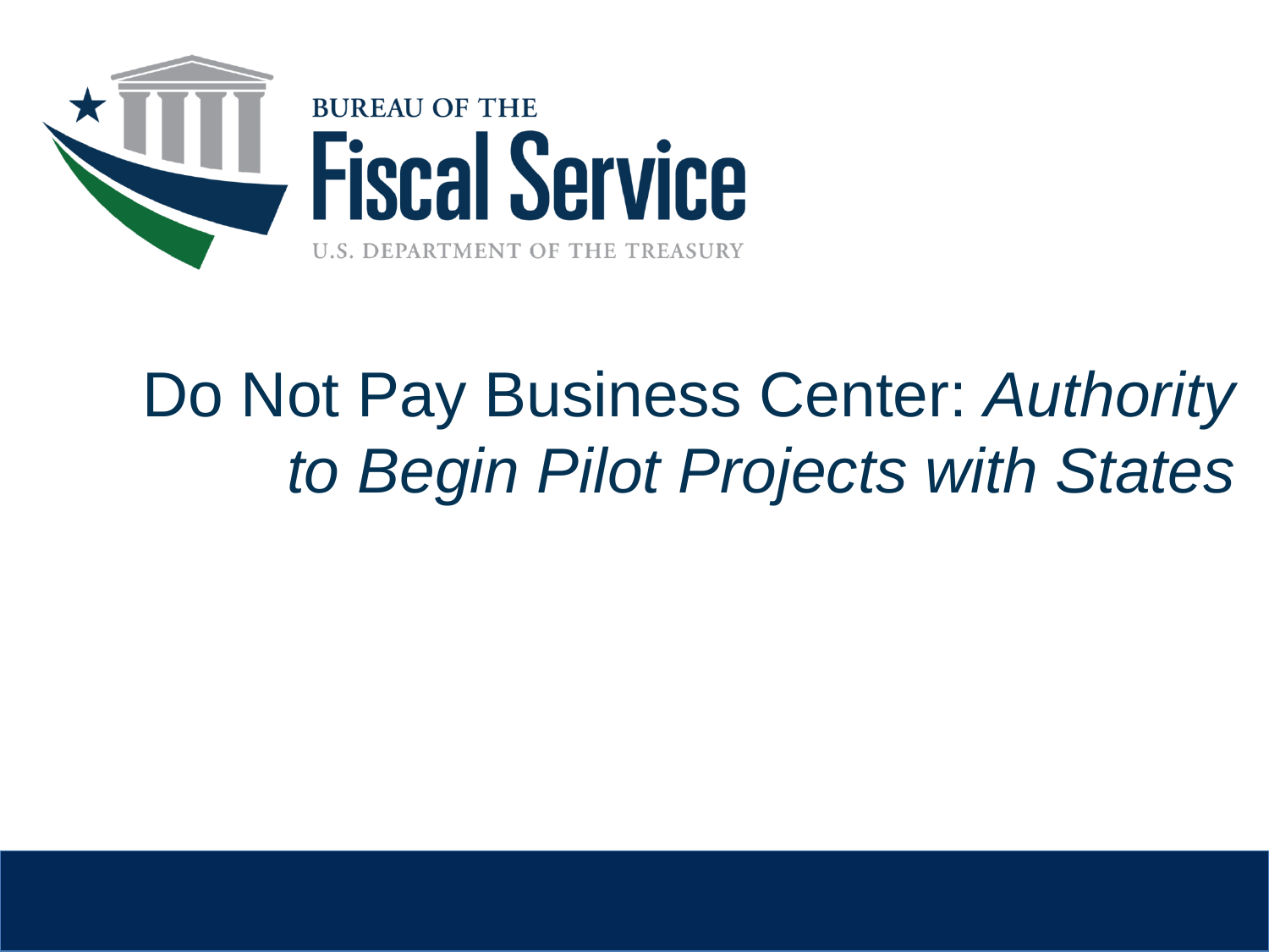BUREAU OF THE
Fiscal Service
U.S. DEPARTMENT OF THE TREASURY

# Do Not Pay Business Center: *Authority to Begin Pilot Projects with States*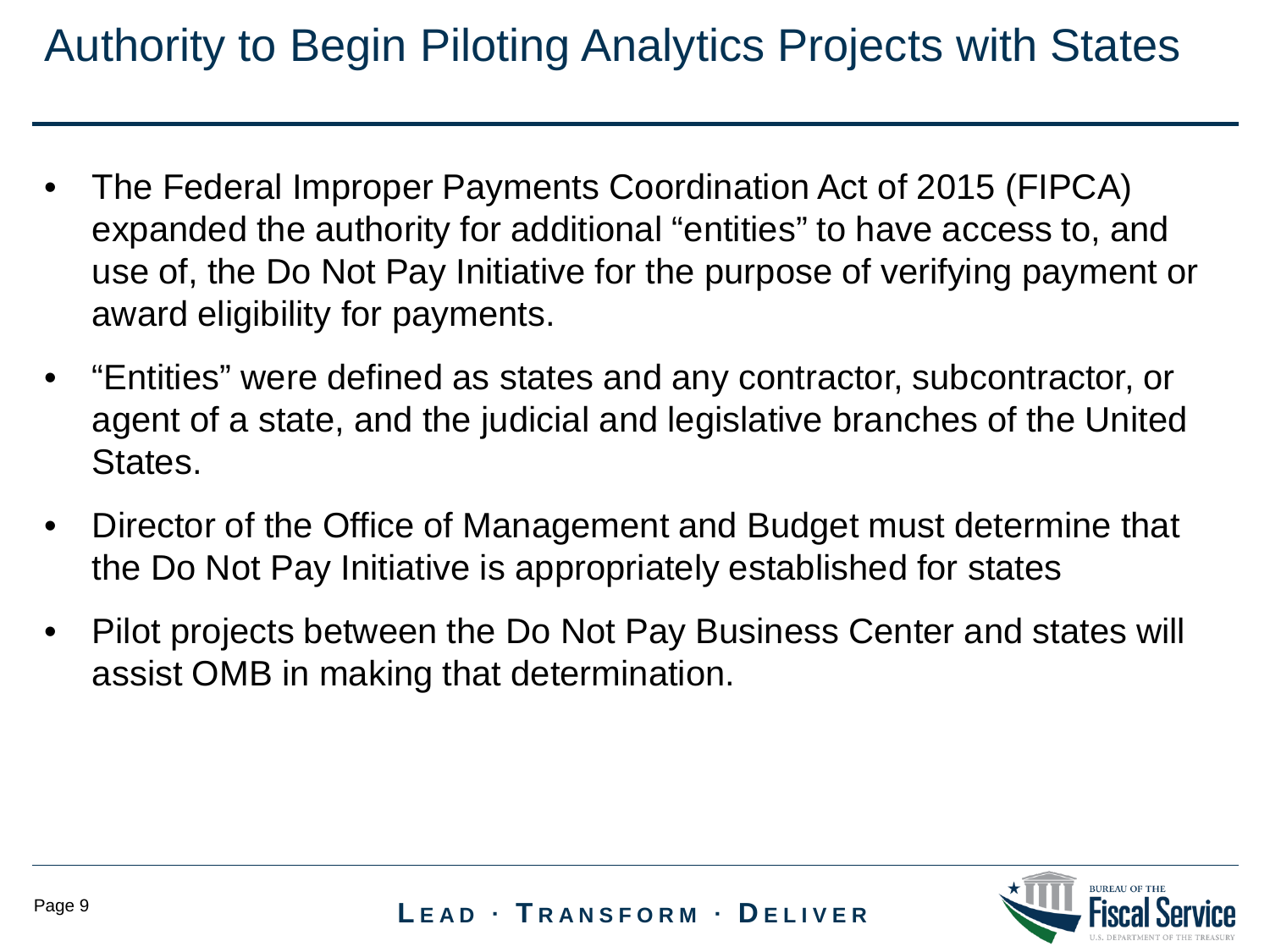# Authority to Begin Piloting Analytics Projects with States

- The Federal Improper Payments Coordination Act of 2015 (FIPCA) expanded the authority for additional "entities" to have access to, and use of, the Do Not Pay Initiative for the purpose of verifying payment or award eligibility for payments.
- "Entities" were defined as states and any contractor, subcontractor, or agent of a state, and the judicial and legislative branches of the United States.
- Director of the Office of Management and Budget must determine that the Do Not Pay Initiative is appropriately established for states
- Pilot projects between the Do Not Pay Business Center and states will assist OMB in making that determination.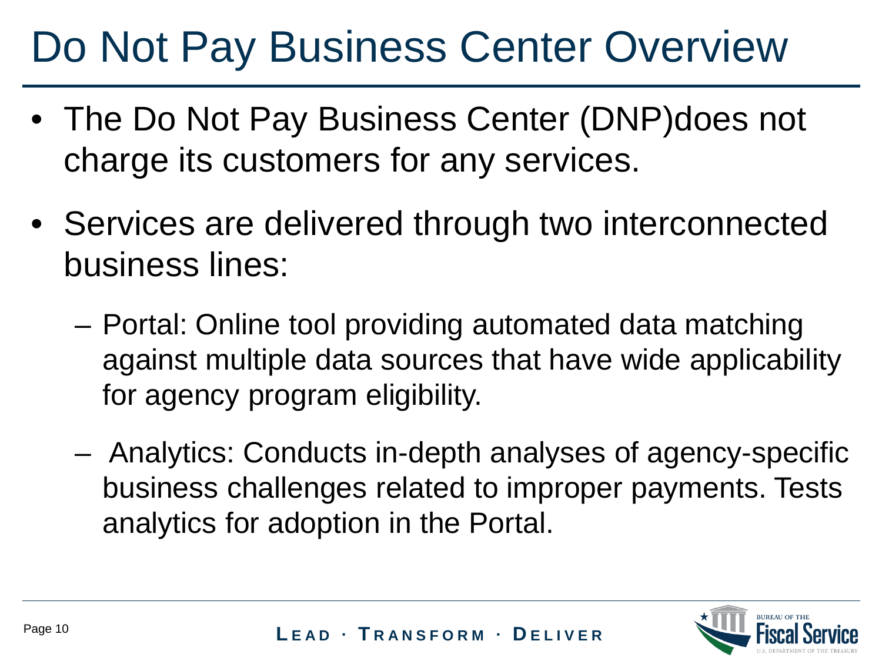# Do Not Pay Business Center Overview

- The Do Not Pay Business Center (DNP)does not charge its customers for any services.
- Services are delivered through two interconnected business lines:
  - Portal: Online tool providing automated data matching against multiple data sources that have wide applicability for agency program eligibility.
  - Analytics: Conducts in-depth analyses of agency-specific business challenges related to improper payments. Tests analytics for adoption in the Portal.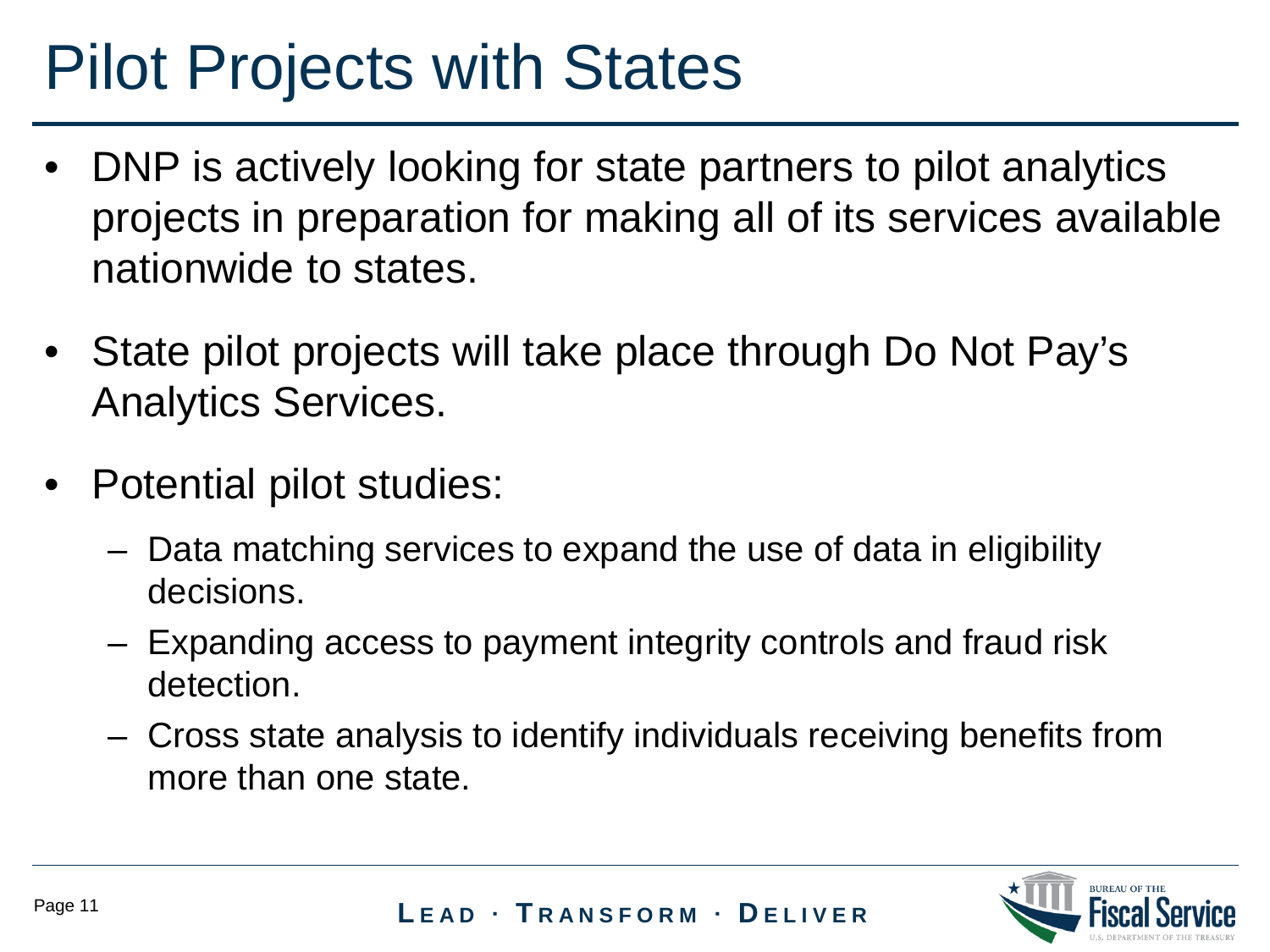# Pilot Projects with States

- DNP is actively looking for state partners to pilot analytics projects in preparation for making all of its services available nationwide to states.
- State pilot projects will take place through Do Not Pay's Analytics Services.
- Potential pilot studies:
  - Data matching services to expand the use of data in eligibility decisions.
  - Expanding access to payment integrity controls and fraud risk detection.
  - Cross state analysis to identify individuals receiving benefits from more than one state.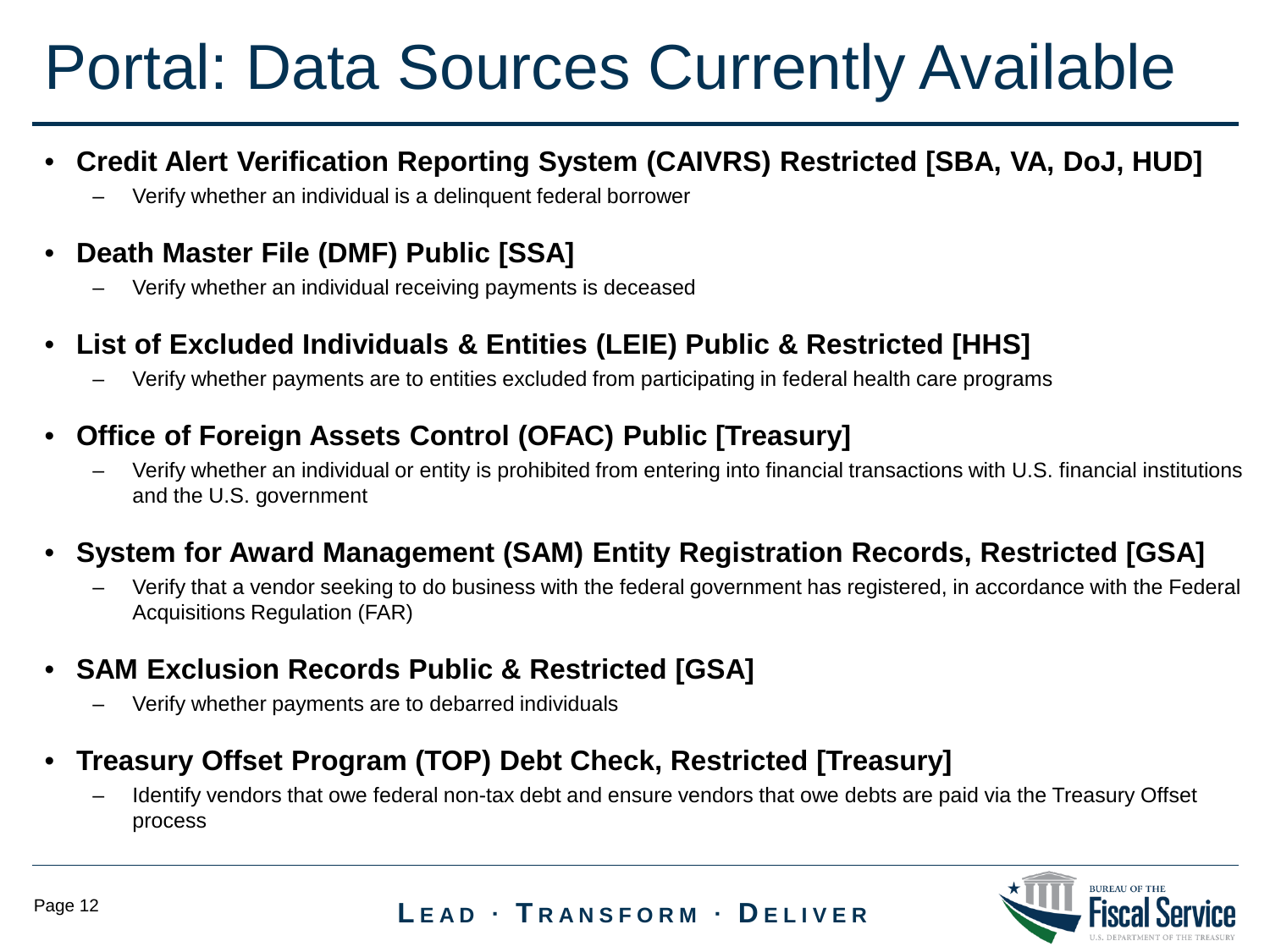# Portal: Data Sources Currently Available

- **Credit Alert Verification Reporting System (CAIVRS) Restricted [SBA, VA, DoJ, HUD]**
  - Verify whether an individual is a delinquent federal borrower
- **Death Master File (DMF) Public [SSA]**
  - Verify whether an individual receiving payments is deceased
- **List of Excluded Individuals & Entities (LEIE) Public & Restricted [HHS]**
  - Verify whether payments are to entities excluded from participating in federal health care programs
- **Office of Foreign Assets Control (OFAC) Public [Treasury]**
  - Verify whether an individual or entity is prohibited from entering into financial transactions with U.S. financial institutions and the U.S. government
- **System for Award Management (SAM) Entity Registration Records, Restricted [GSA]**
  - Verify that a vendor seeking to do business with the federal government has registered, in accordance with the Federal Acquisitions Regulation (FAR)
- **SAM Exclusion Records Public & Restricted [GSA]**
  - Verify whether payments are to debarred individuals
- **Treasury Offset Program (TOP) Debt Check, Restricted [Treasury]**
  - Identify vendors that owe federal non-tax debt and ensure vendors that owe debts are paid via the Treasury Offset process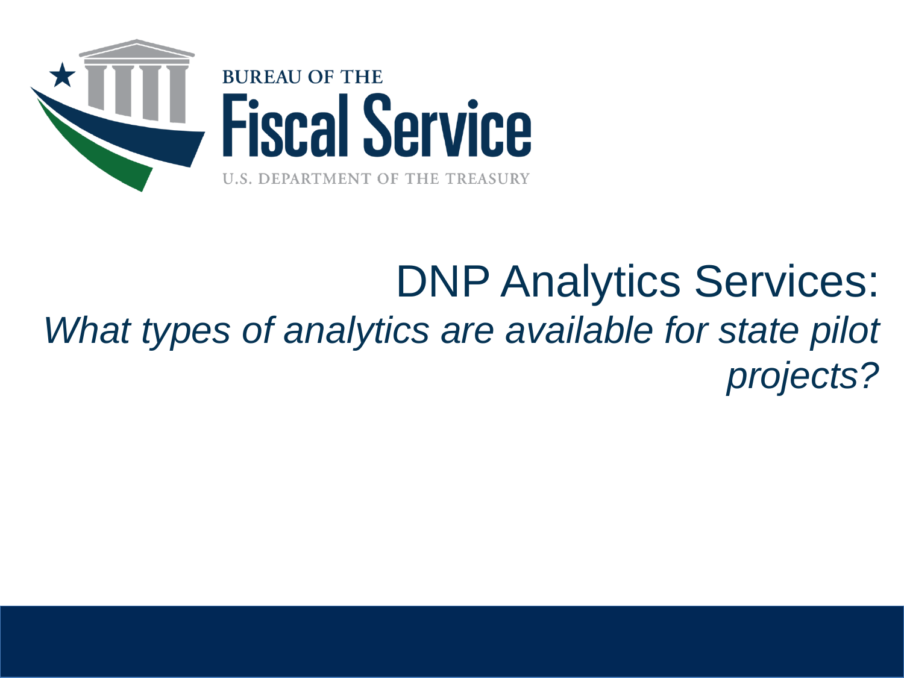BUREAU OF THE

Fiscal Service

U.S. DEPARTMENT OF THE TREASURY

# DNP Analytics Services:

*What types of analytics are available for state pilot projects?*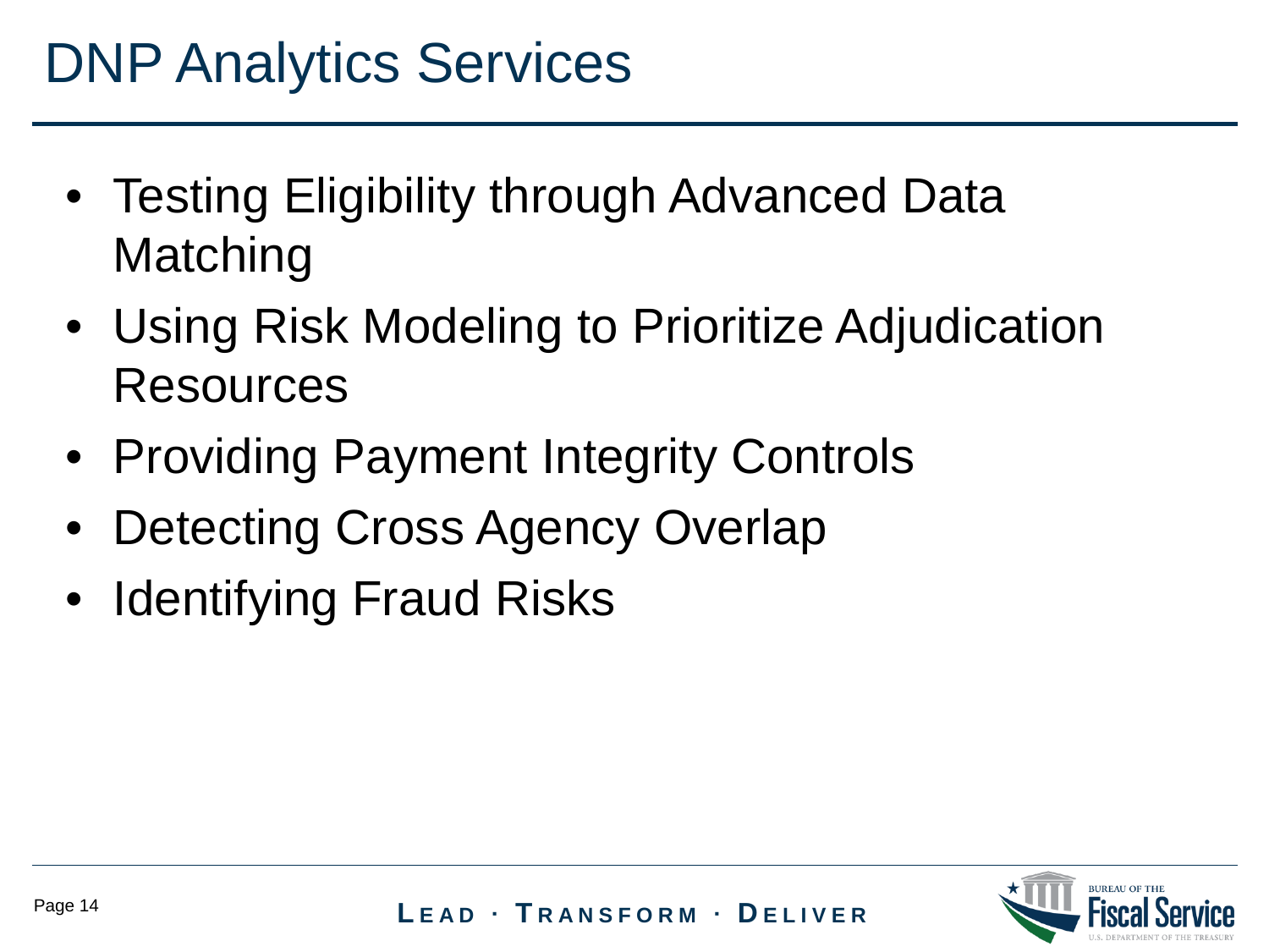# DNP Analytics Services

- Testing Eligibility through Advanced Data Matching
- Using Risk Modeling to Prioritize Adjudication Resources
- Providing Payment Integrity Controls
- Detecting Cross Agency Overlap
- Identifying Fraud Risks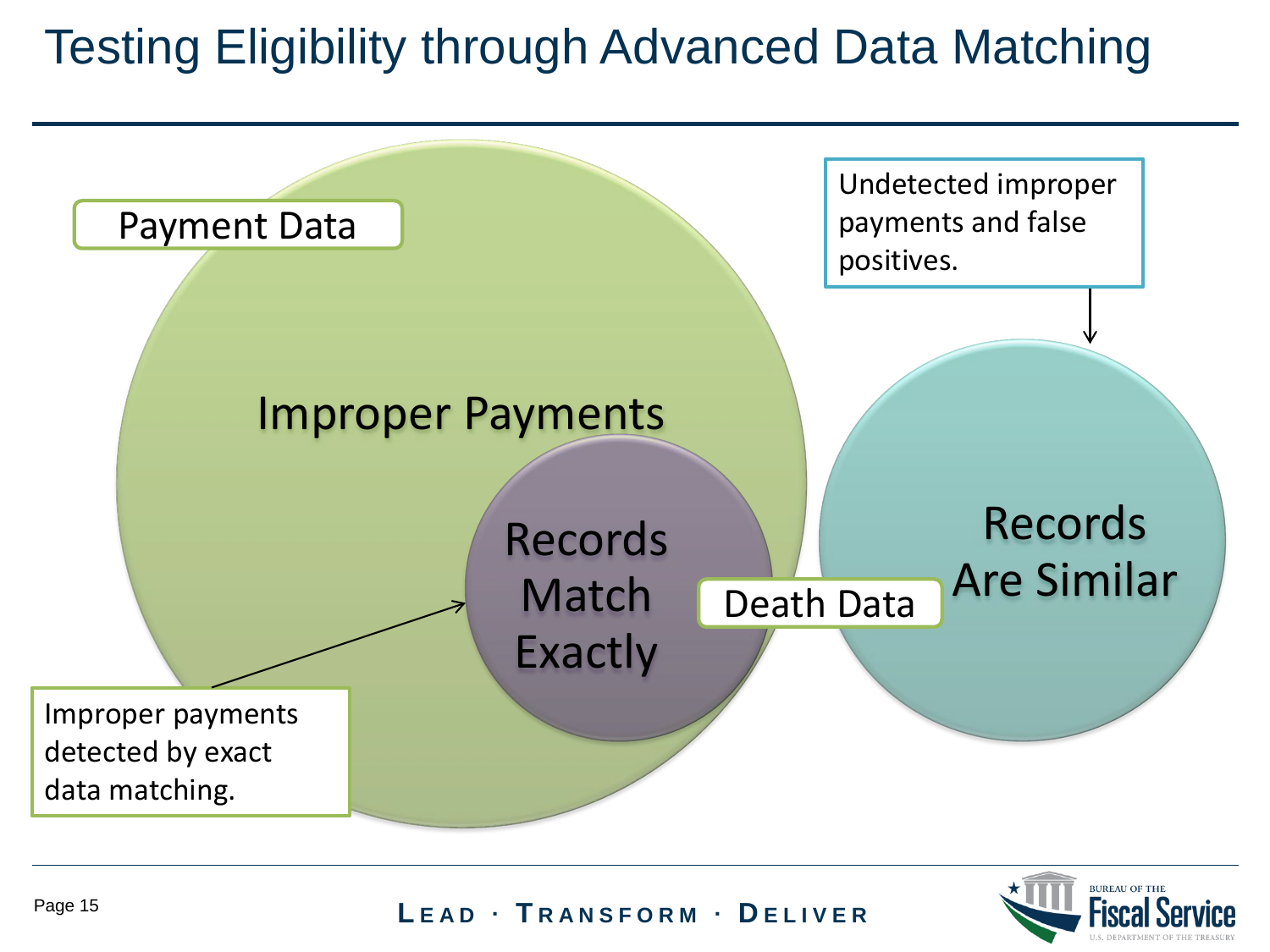# Testing Eligibility through Advanced Data Matching

Payment Data

Improper Payments

Records Match Exactly

Death Data

Records Are Similar

Undetected improper payments and false positives.

Improper payments detected by exact data matching.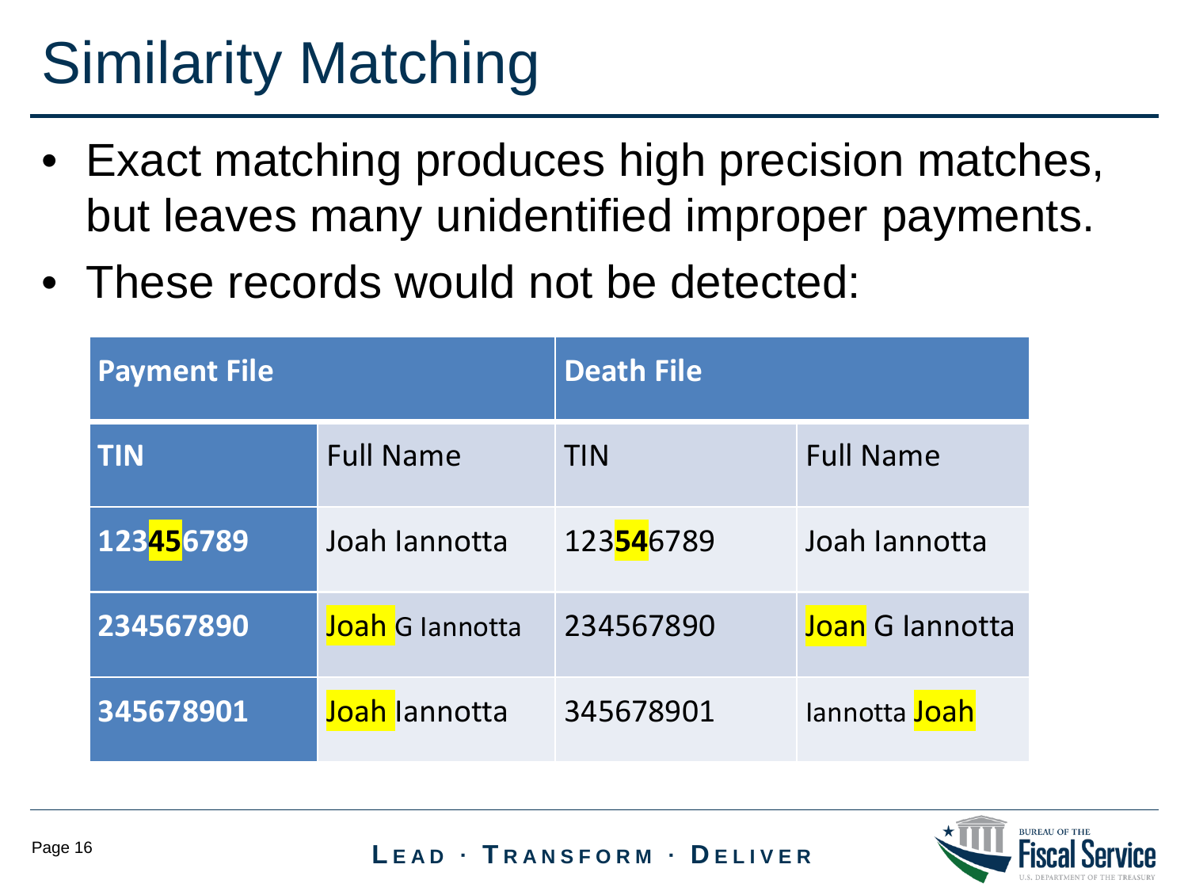# Similarity Matching

- Exact matching produces high precision matches, but leaves many unidentified improper payments.
- These records would not be detected:

| Payment File | | Death File | |
|---|---|---|---|
| **TIN** | Full Name | TIN | Full Name |
| **123456789** | Joah Iannotta | 123546789 | Joah Iannotta |
| **234567890** | Joah G Iannotta | 234567890 | Joan G Iannotta |
| **345678901** | Joah Iannotta | 345678901 | Iannotta Joah |

**LEAD · TRANSFORM · DELIVER**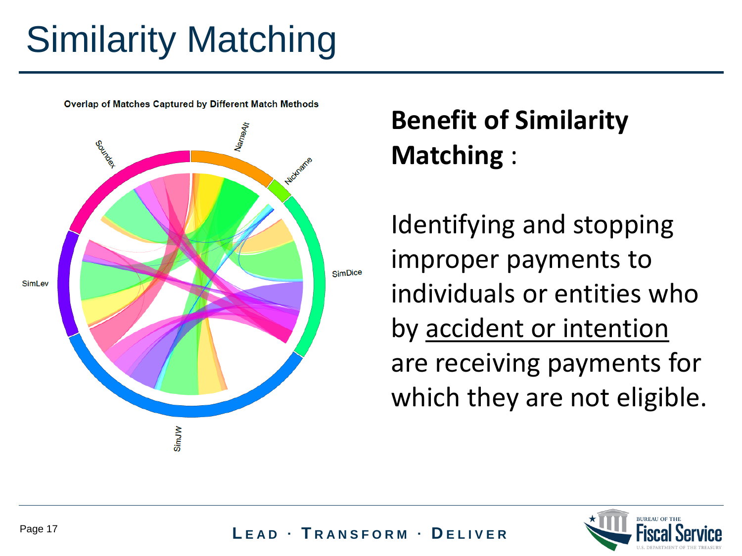# Similarity Matching

Overlap of Matches Captured by Different Match Methods

Soundex
NameAlt
Nickname
SimDice
SimJW
SimLev

**Benefit of Similarity Matching** :

Identifying and stopping improper payments to individuals or entities who by accident or intention are receiving payments for which they are not eligible.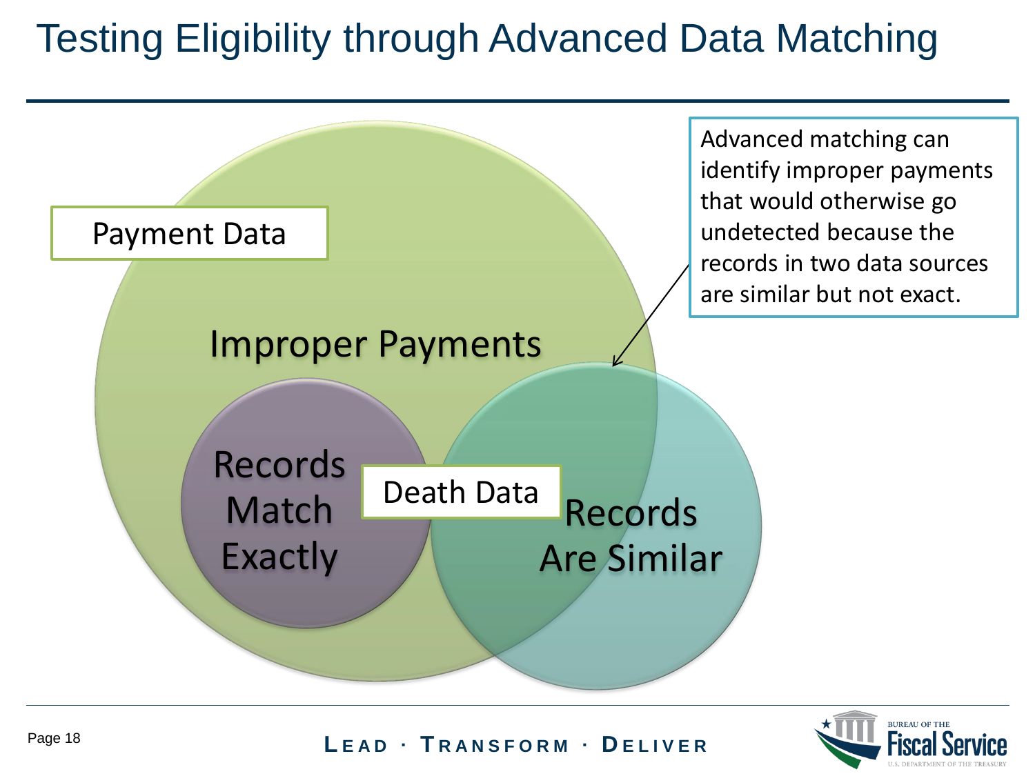# Testing Eligibility through Advanced Data Matching

Payment Data

Improper Payments

Records Match Exactly

Death Data

Records Are Similar

Advanced matching can identify improper payments that would otherwise go undetected because the records in two data sources are similar but not exact.

LEAD · TRANSFORM · DELIVER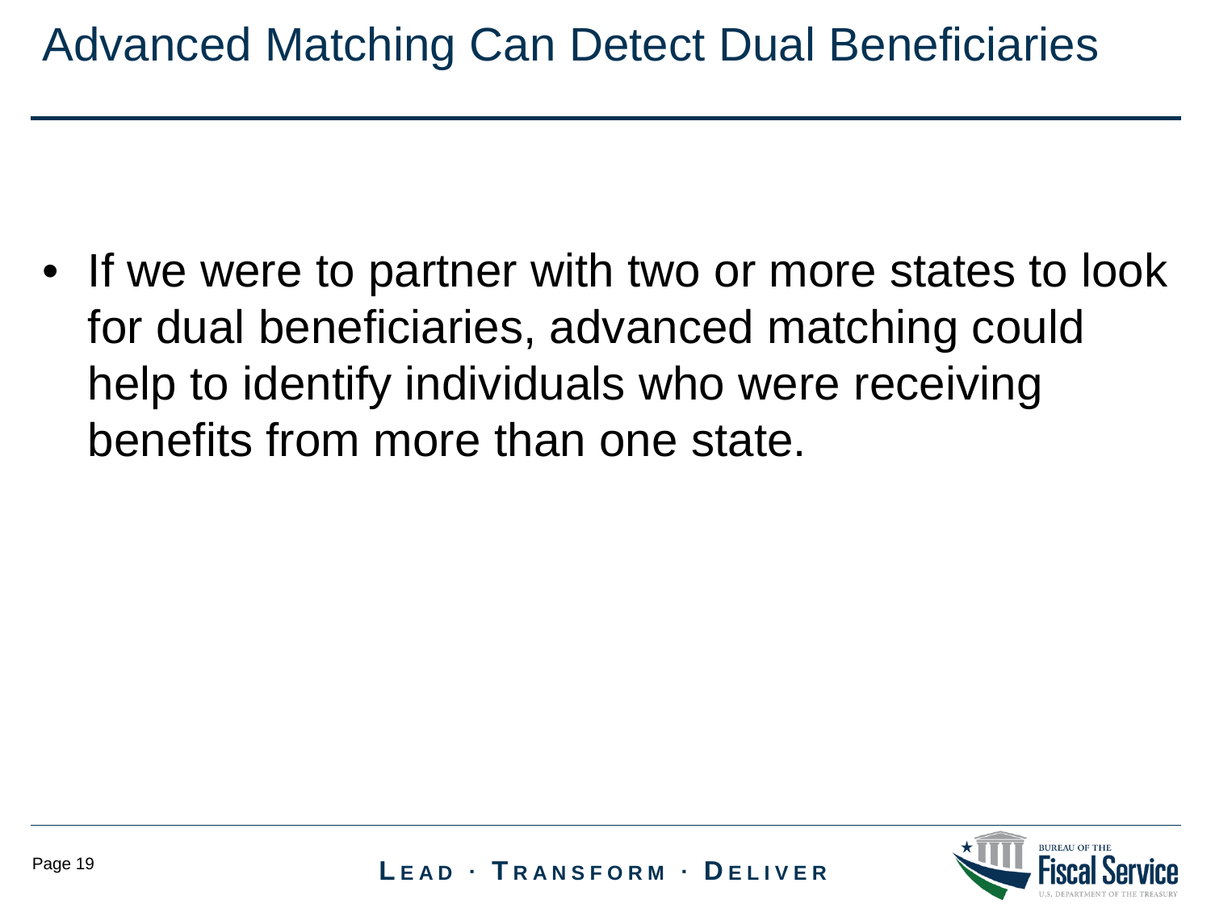# Advanced Matching Can Detect Dual Beneficiaries

- If we were to partner with two or more states to look for dual beneficiaries, advanced matching could help to identify individuals who were receiving benefits from more than one state.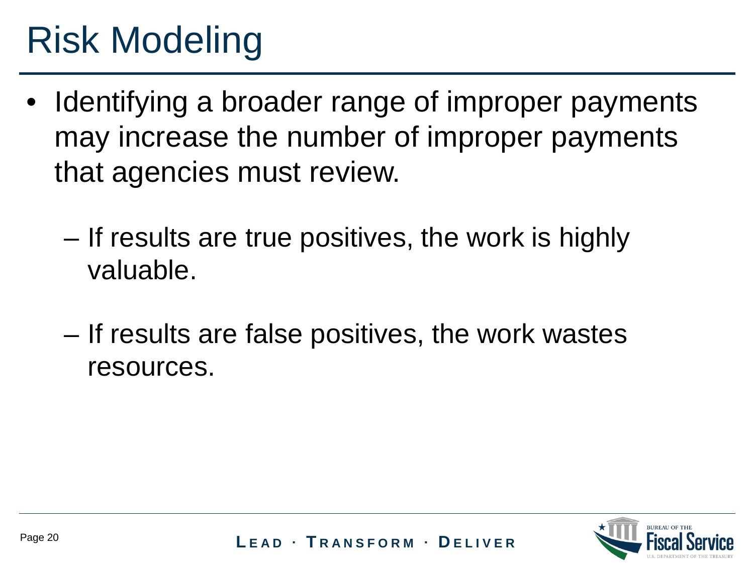# Risk Modeling

- Identifying a broader range of improper payments may increase the number of improper payments that agencies must review.
  - If results are true positives, the work is highly valuable.
  - If results are false positives, the work wastes resources.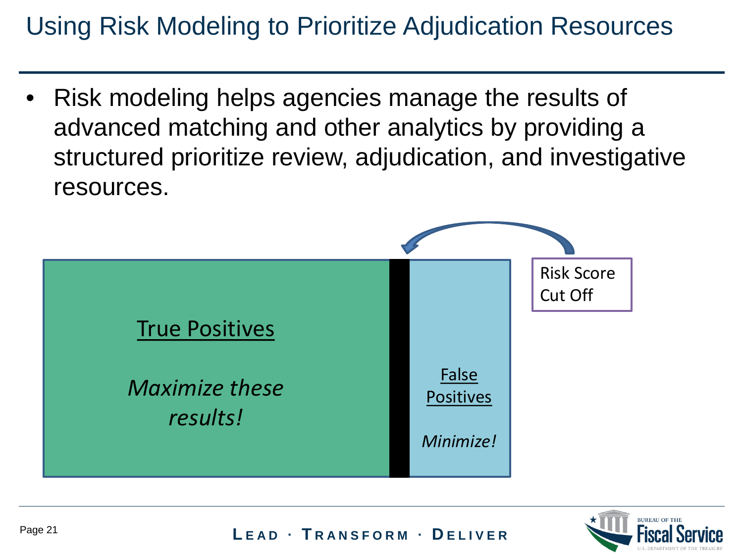# Using Risk Modeling to Prioritize Adjudication Resources

- Risk modeling helps agencies manage the results of advanced matching and other analytics by providing a structured prioritize review, adjudication, and investigative resources.

True Positives

*Maximize these results!*

False Positives

*Minimize!*

Risk Score Cut Off

LEAD · TRANSFORM · DELIVER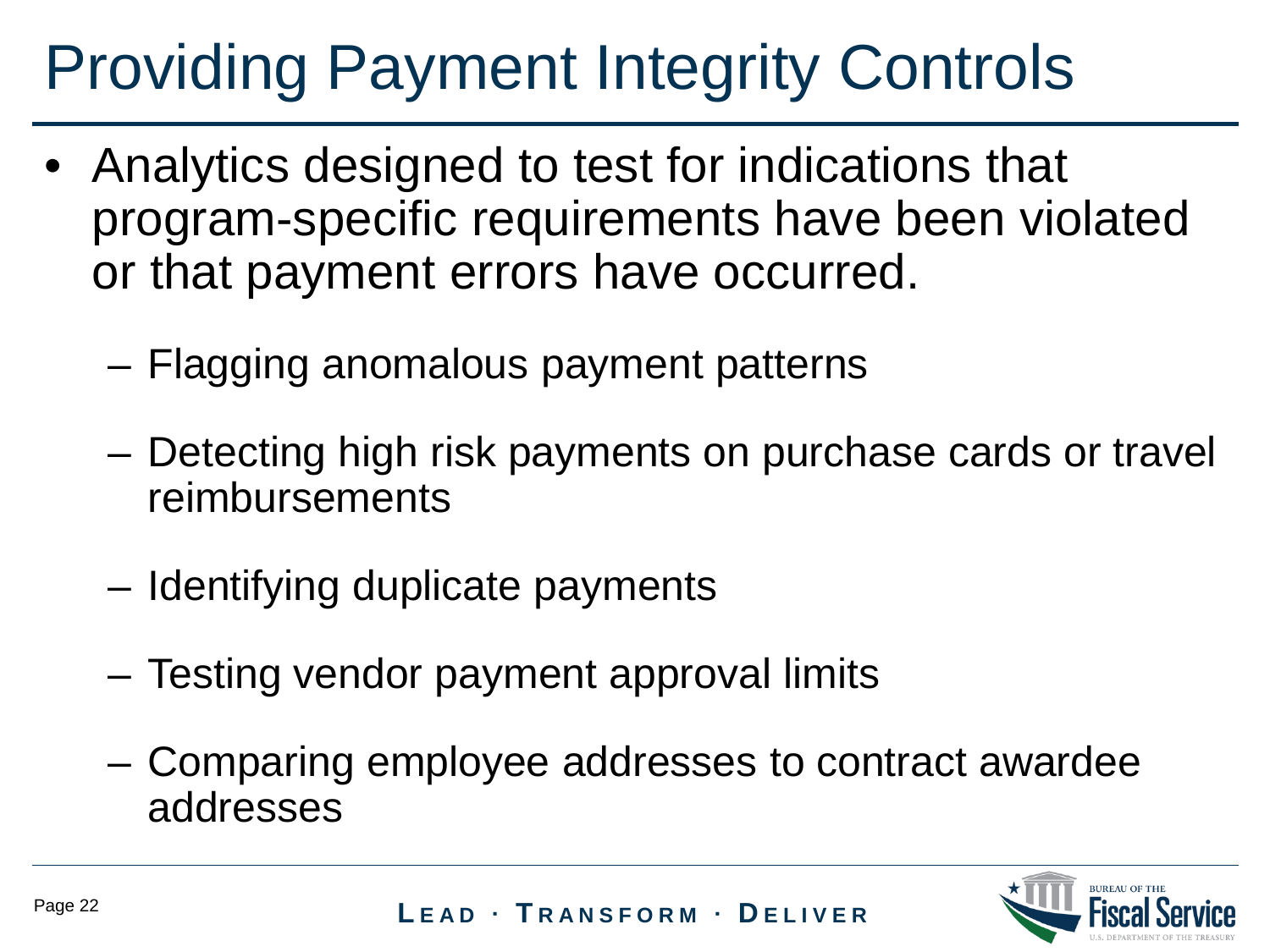# Providing Payment Integrity Controls

- Analytics designed to test for indications that program-specific requirements have been violated or that payment errors have occurred.
  - Flagging anomalous payment patterns
  - Detecting high risk payments on purchase cards or travel reimbursements
  - Identifying duplicate payments
  - Testing vendor payment approval limits
  - Comparing employee addresses to contract awardee addresses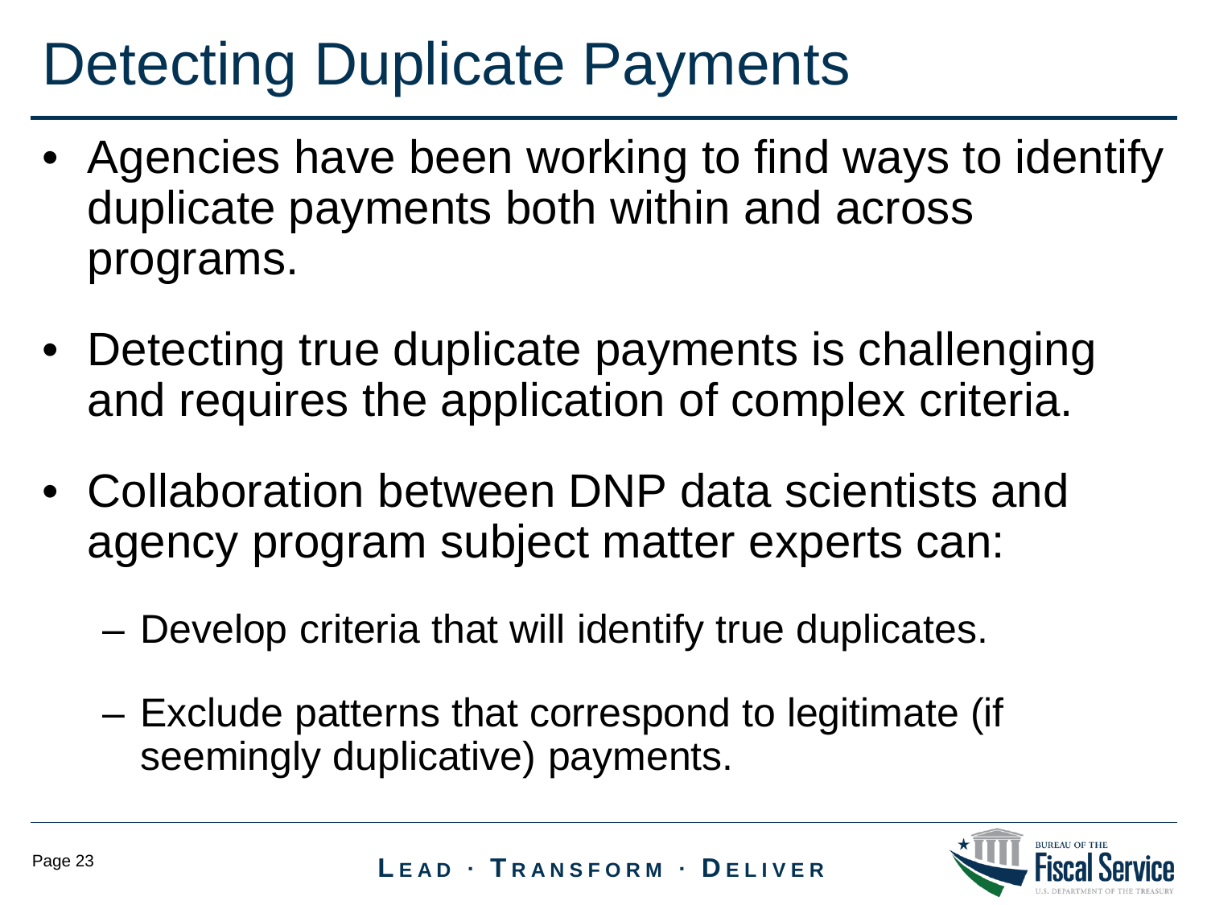# Detecting Duplicate Payments

- Agencies have been working to find ways to identify duplicate payments both within and across programs.
- Detecting true duplicate payments is challenging and requires the application of complex criteria.
- Collaboration between DNP data scientists and agency program subject matter experts can:
  - Develop criteria that will identify true duplicates.
  - Exclude patterns that correspond to legitimate (if seemingly duplicative) payments.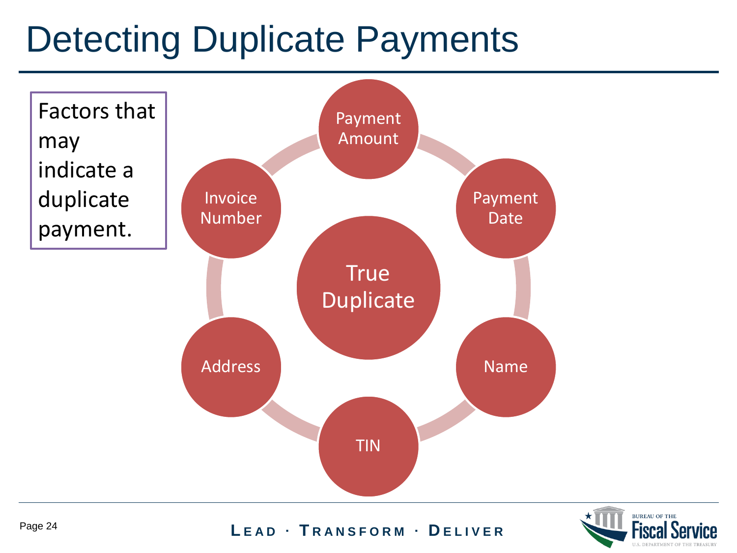# Detecting Duplicate Payments

Factors that may indicate a duplicate payment.

- Payment Amount
- Payment Date
- Name
- TIN
- Address
- Invoice Number

True Duplicate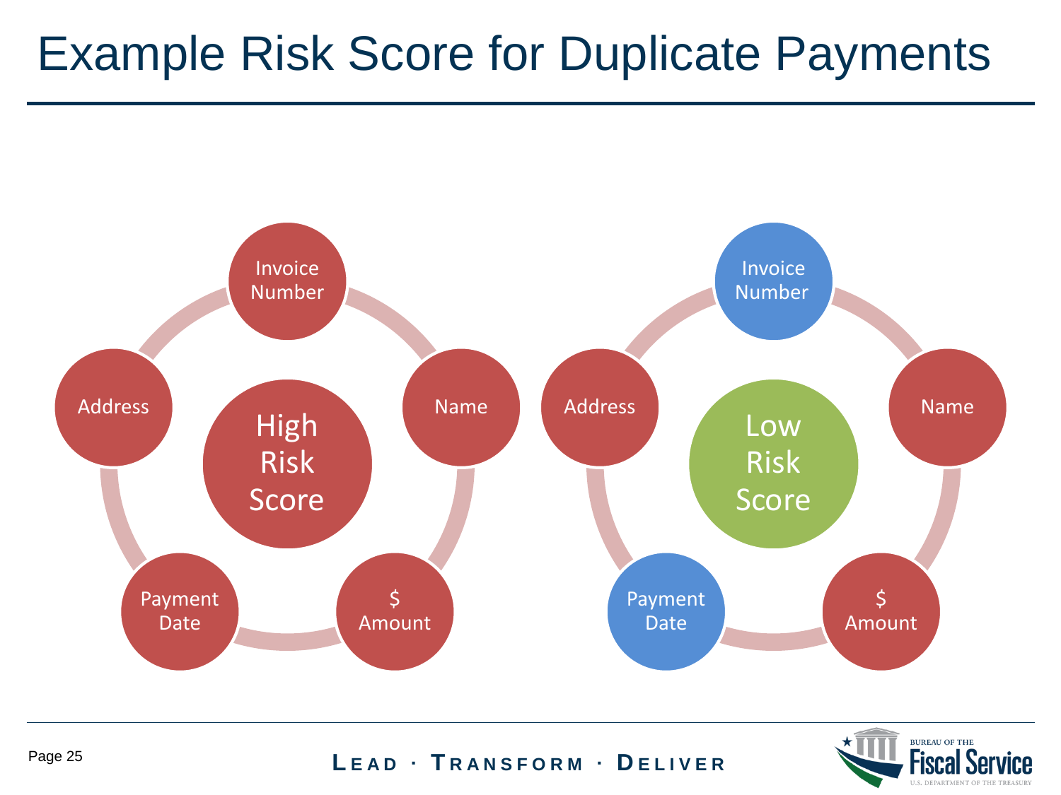# Example Risk Score for Duplicate Payments

Invoice Number

Name

$ Amount

Payment Date

Address

High Risk Score

Invoice Number

Name

$ Amount

Payment Date

Address

Low Risk Score

**LEAD · TRANSFORM · DELIVER**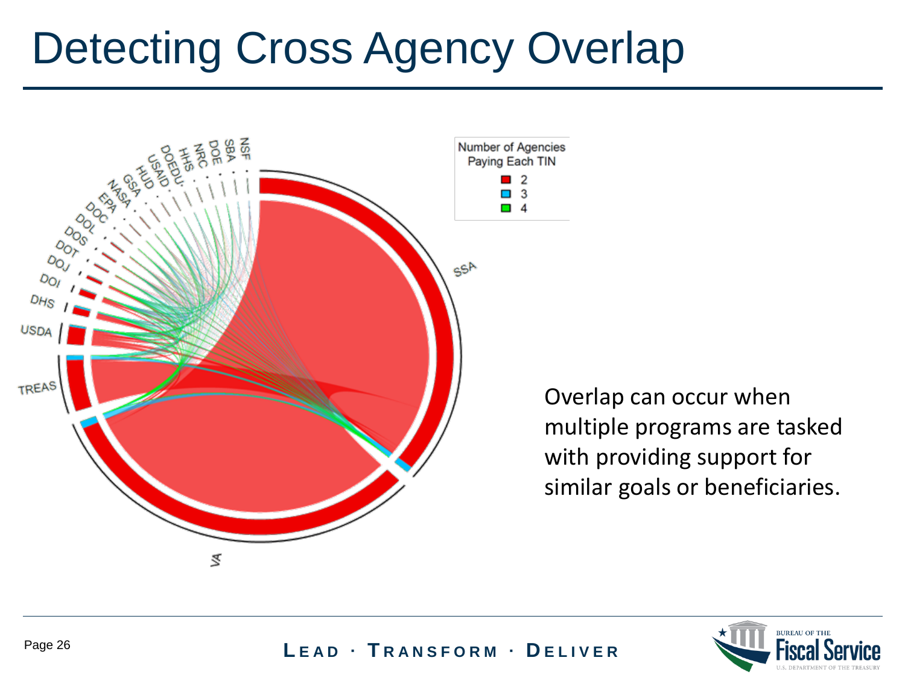# Detecting Cross Agency Overlap

Number of Agencies Paying Each TIN

- 2
- 3
- 4

NSF, SBA, DOE, NRC, HHS, DOEDU, USAID, HUD, GSA, NASA, EPA, DOC, DOL, DOS, DOT, DOJ, DOI, DHS, USDA, TREAS, VA, SSA

Overlap can occur when multiple programs are tasked with providing support for similar goals or beneficiaries.

**LEAD · TRANSFORM · DELIVER**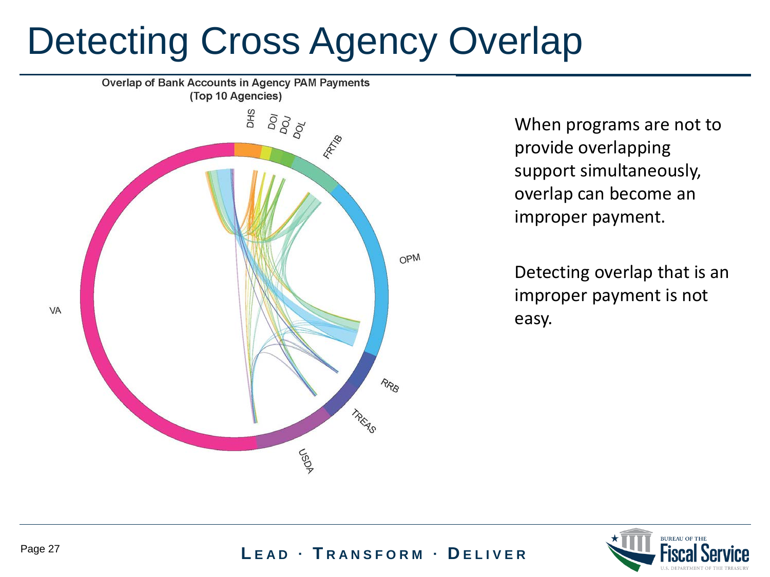# Detecting Cross Agency Overlap

Overlap of Bank Accounts in Agency PAM Payments
(Top 10 Agencies)

DHS, DOI, DOJ, DOL, FRTIB, OPM, RRB, TREAS, USDA, VA

When programs are not to provide overlapping support simultaneously, overlap can become an improper payment.

Detecting overlap that is an improper payment is not easy.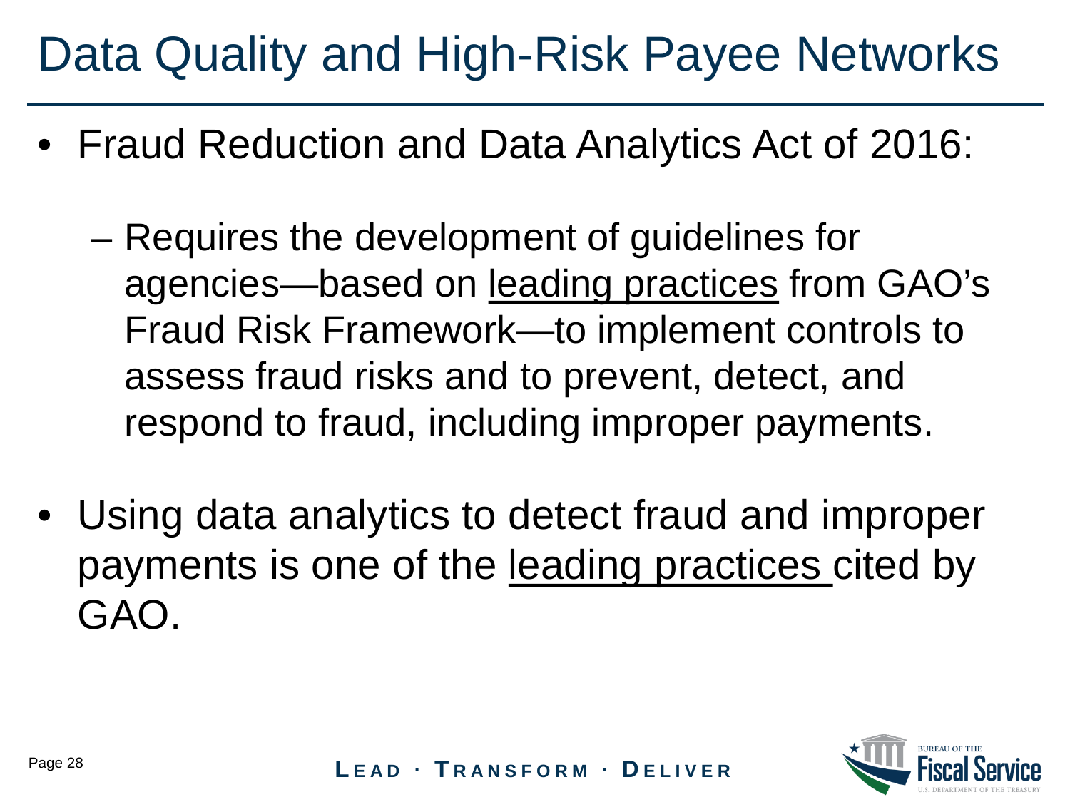# Data Quality and High-Risk Payee Networks

- Fraud Reduction and Data Analytics Act of 2016:
  - Requires the development of guidelines for agencies—based on <u>leading practices</u> from GAO's Fraud Risk Framework—to implement controls to assess fraud risks and to prevent, detect, and respond to fraud, including improper payments.
- Using data analytics to detect fraud and improper payments is one of the <u>leading practices</u> cited by GAO.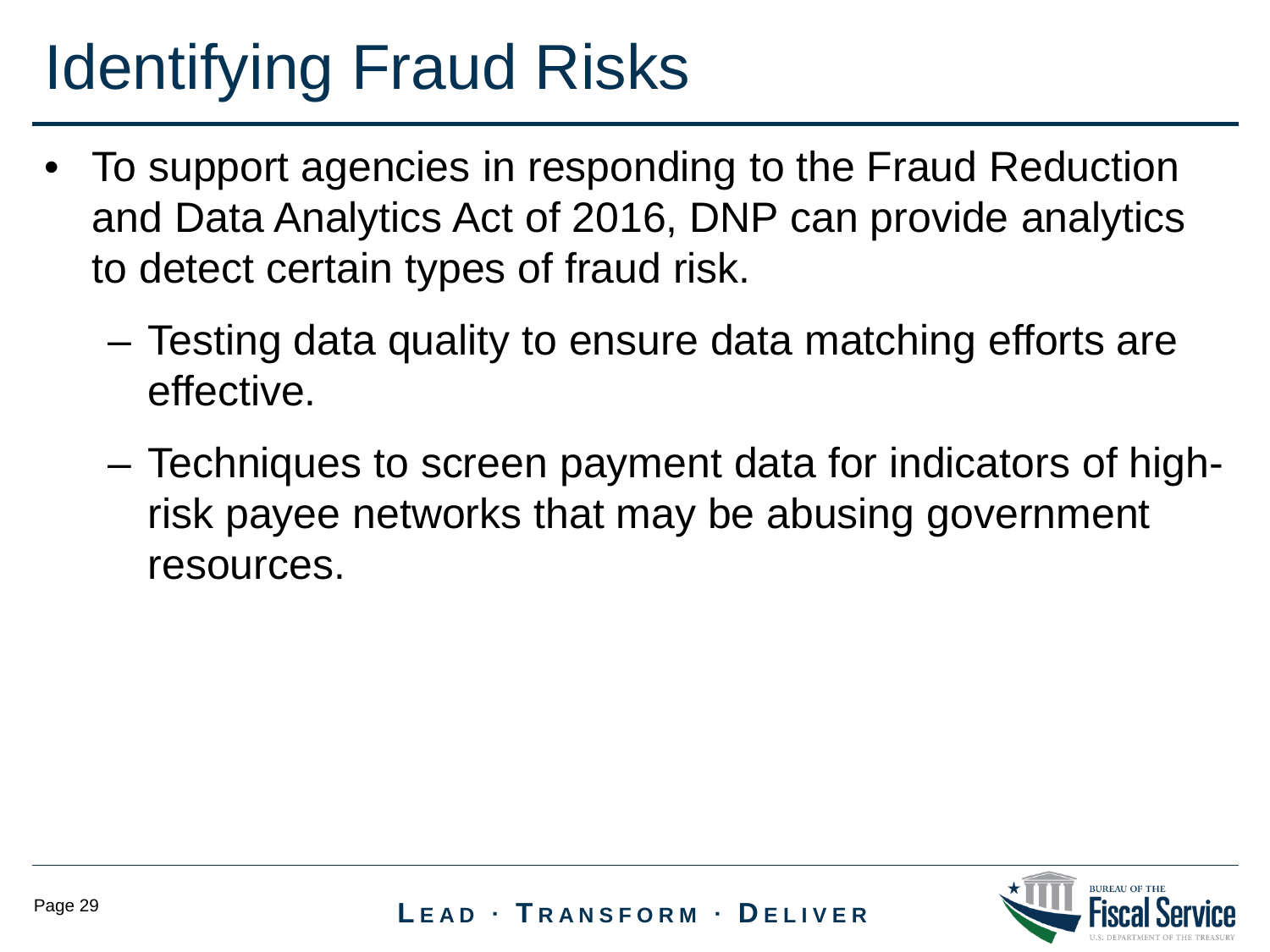# Identifying Fraud Risks

- To support agencies in responding to the Fraud Reduction and Data Analytics Act of 2016, DNP can provide analytics to detect certain types of fraud risk.
  - Testing data quality to ensure data matching efforts are effective.
  - Techniques to screen payment data for indicators of high-risk payee networks that may be abusing government resources.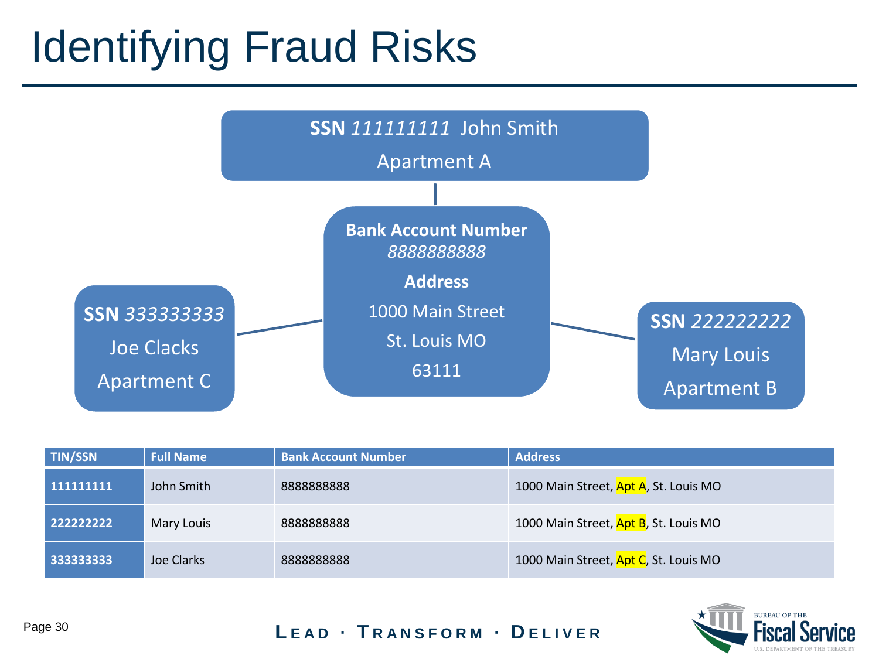# Identifying Fraud Risks

**SSN** *111111111* John Smith

Apartment A

**Bank Account Number** *8888888888*

**Address**

1000 Main Street

St. Louis MO

63111

**SSN** *333333333*

Joe Clacks

Apartment C

**SSN** *222222222*

Mary Louis

Apartment B

| TIN/SSN | Full Name | Bank Account Number | Address |
|---|---|---|---|
| **111111111** | John Smith | 8888888888 | 1000 Main Street, Apt A, St. Louis MO |
| **222222222** | Mary Louis | 8888888888 | 1000 Main Street, Apt B, St. Louis MO |
| **333333333** | Joe Clarks | 8888888888 | 1000 Main Street, Apt C, St. Louis MO |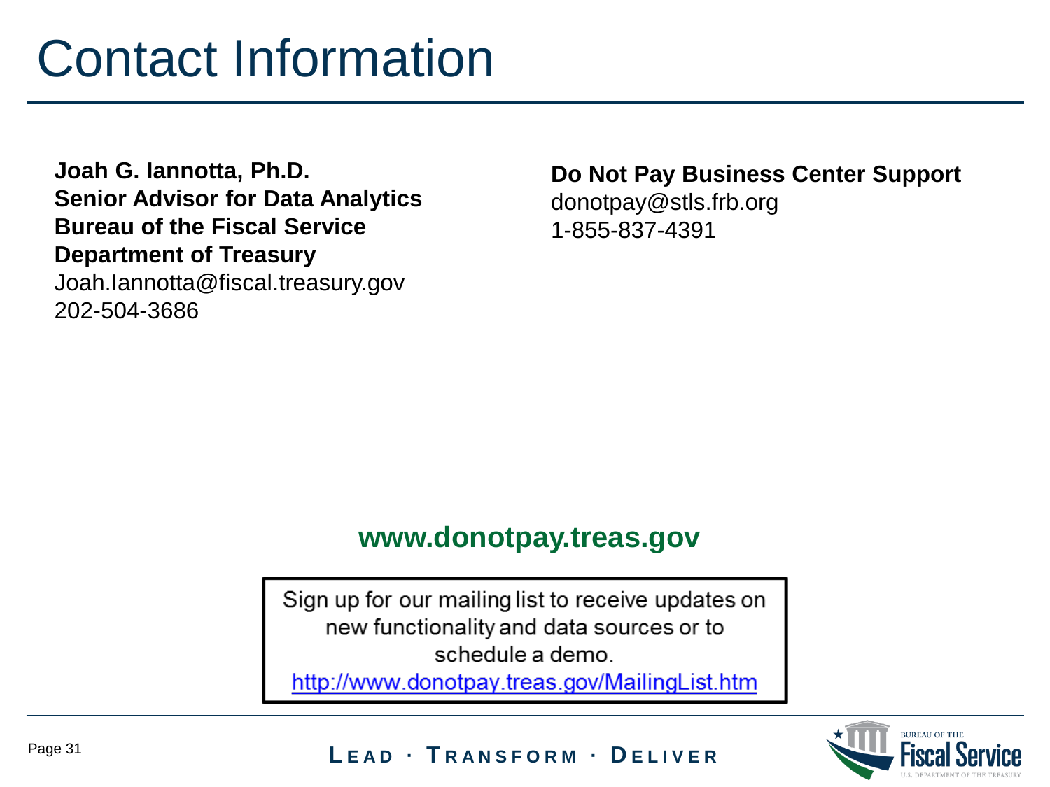# Contact Information

**Joah G. Iannotta, Ph.D.**
**Senior Advisor for Data Analytics**
**Bureau of the Fiscal Service**
**Department of Treasury**
Joah.Iannotta@fiscal.treasury.gov
202-504-3686

**Do Not Pay Business Center Support**
donotpay@stls.frb.org
1-855-837-4391

**www.donotpay.treas.gov**

Sign up for our mailing list to receive updates on new functionality and data sources or to schedule a demo.
http://www.donotpay.treas.gov/MailingList.htm

LEAD · TRANSFORM · DELIVER